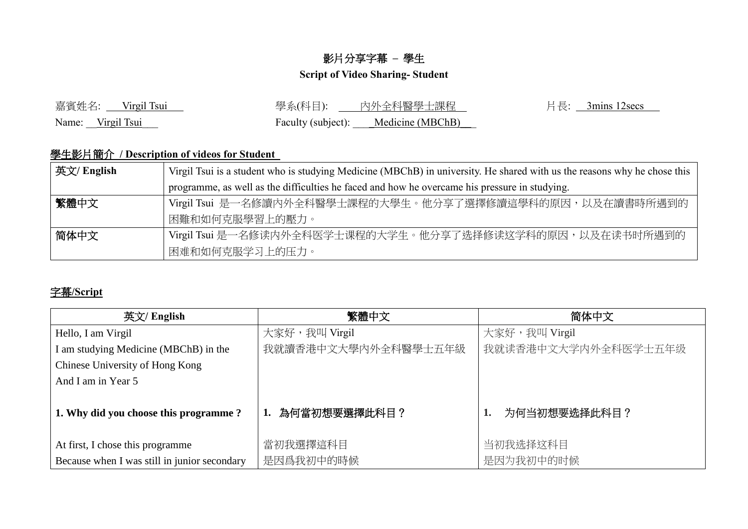# 影片分享字幕 – 學生

## Script of Video Sharing- Student

嘉賓姓名: Virgil Tsui　　學系(科目): 內外全科醫學士課程　　片長: 3mins 12secs

Name: Virgil Tsui　　Faculty (subject): Medicine (MBChB)

### 學生影片簡介 / Description of videos for Student

| | |
|---|---|
| 英文/ English | Virgil Tsui is a student who is studying Medicine (MBChB) in university. He shared with us the reasons why he chose this programme, as well as the difficulties he faced and how he overcame his pressure in studying. |
| 繁體中文 | Virgil Tsui 是一名修讀內外全科醫學士課程的大學生。他分享了選擇修讀這學科的原因，以及在讀書時所遇到的困難和如何克服學習上的壓力。 |
| 简体中文 | Virgil Tsui 是一名修读内外全科医学士课程的大学生。他分享了选择修读这学科的原因，以及在读书时所遇到的困难和如何克服学习上的压力。 |

### 字幕/Script

| 英文/ English | 繁體中文 | 简体中文 |
|---|---|---|
| Hello, I am Virgil<br>I am studying Medicine (MBChB) in the Chinese University of Hong Kong<br>And I am in Year 5 | 大家好，我叫 Virgil<br>我就讀香港中文大學內外全科醫學士五年級 | 大家好，我叫 Virgil<br>我就读香港中文大学内外全科医学士五年级 |
| **1. Why did you choose this programme ?** | **1. 為何當初想要選擇此科目？** | **1. 为何当初想要选择此科目？** |
| At first, I chose this programme<br>Because when I was still in junior secondary | 當初我選擇這科目<br>是因爲我初中的時候 | 当初我选择这科目<br>是因为我初中的时候 |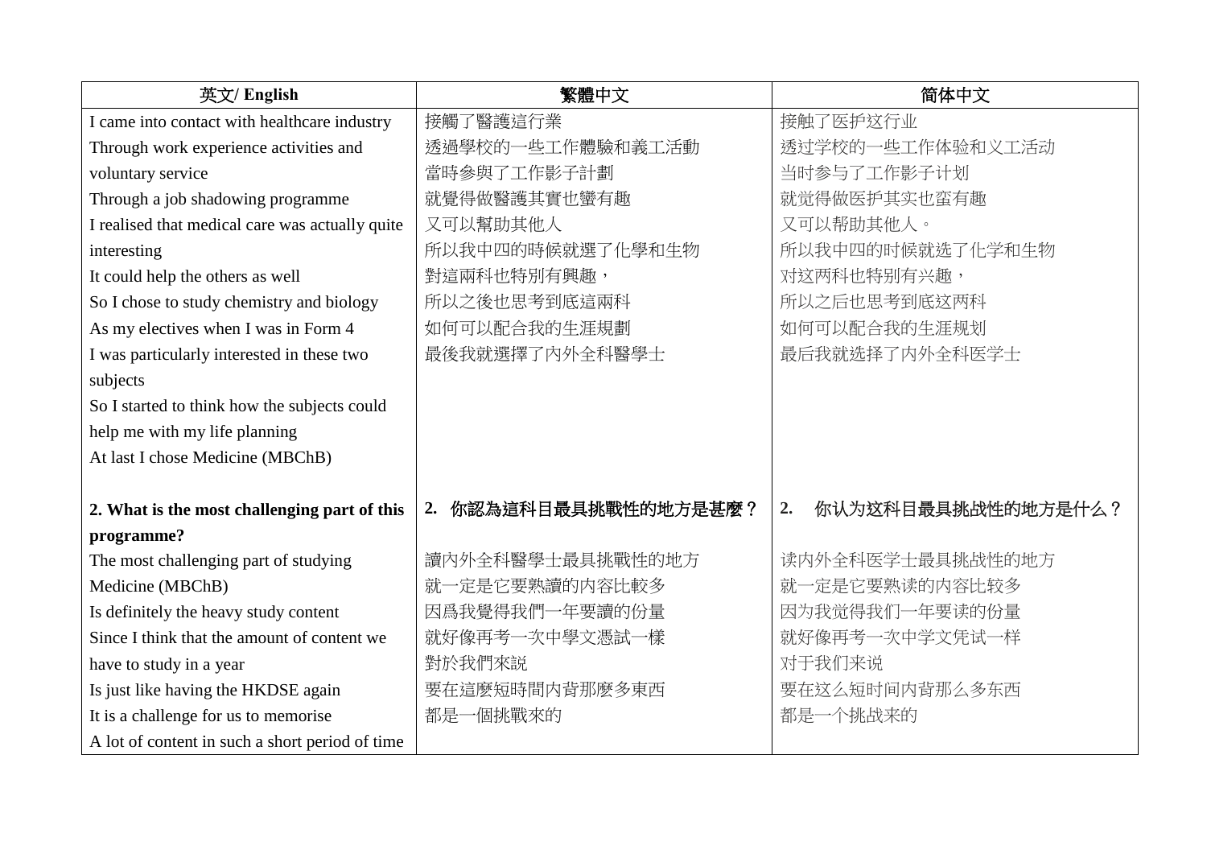| 英文/ English | 繁體中文 | 简体中文 |
|---|---|---|
| I came into contact with healthcare industry<br>Through work experience activities and voluntary service<br>Through a job shadowing programme<br>I realised that medical care was actually quite interesting<br>It could help the others as well<br>So I chose to study chemistry and biology<br>As my electives when I was in Form 4<br>I was particularly interested in these two subjects<br>So I started to think how the subjects could help me with my life planning<br>At last I chose Medicine (MBChB) | 接觸了醫護這行業<br>透過學校的一些工作體驗和義工活動<br>當時參與了工作影子計劃<br>就覺得做醫護其實也蠻有趣<br>又可以幫助其他人<br>所以我中四的時候就選了化學和生物<br>對這兩科也特別有興趣，<br>所以之後也思考到底這兩科<br>如何可以配合我的生涯規劃<br>最後我就選擇了內外全科醫學士 | 接触了医护这行业<br>透过学校的一些工作体验和义工活动<br>当时参与了工作影子计划<br>就觉得做医护其实也蛮有趣<br>又可以帮助其他人。<br>所以我中四的时候就选了化学和生物<br>对这两科也特别有兴趣，<br>所以之后也思考到底这两科<br>如何可以配合我的生涯规划<br>最后我就选择了内外全科医学士 |
| **2. What is the most challenging part of this programme?**<br>The most challenging part of studying Medicine (MBChB)<br>Is definitely the heavy study content<br>Since I think that the amount of content we have to study in a year<br>Is just like having the HKDSE again<br>It is a challenge for us to memorise<br>A lot of content in such a short period of time | **2. 你認為這科目最具挑戰性的地方是甚麼？**<br>讀內外全科醫學士最具挑戰性的地方<br>就一定是它要熟讀的內容比較多<br>因爲我覺得我們一年要讀的份量<br>就好像再考一次中學文憑試一樣<br>對於我們來説<br>要在這麼短時間內背那麼多東西<br>都是一個挑戰來的 | **2. 你认为这科目最具挑战性的地方是什么？**<br>读内外全科医学士最具挑战性的地方<br>就一定是它要熟读的内容比较多<br>因为我觉得我们一年要读的份量<br>就好像再考一次中学文凭试一样<br>对于我们来说<br>要在这么短时间内背那么多东西<br>都是一个挑战来的 |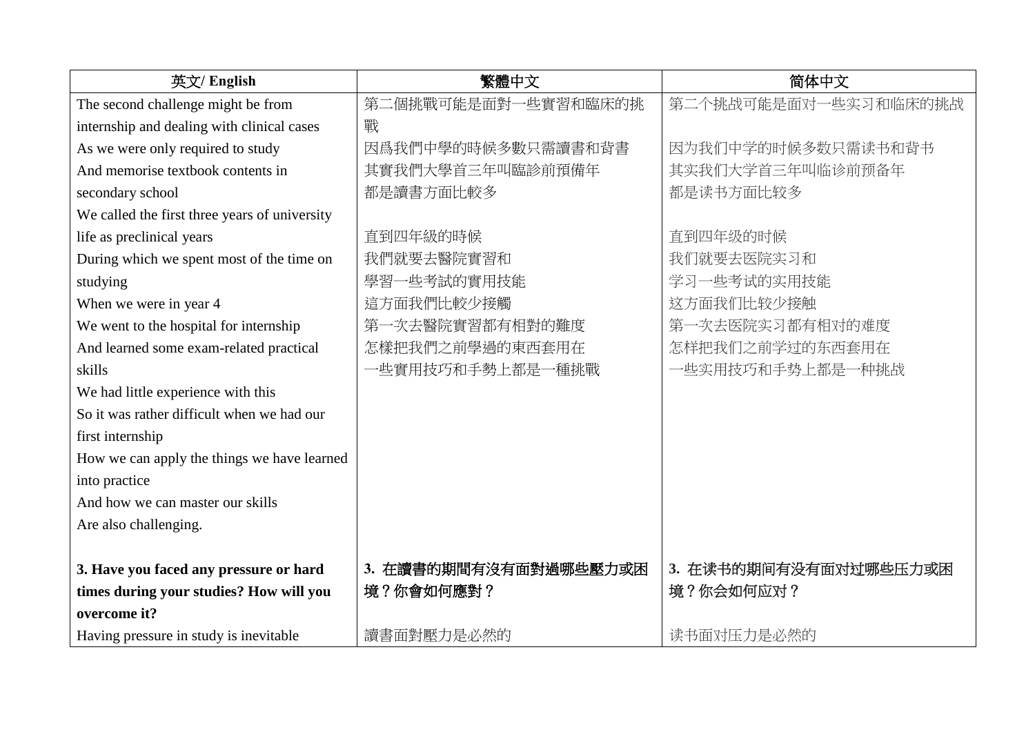| 英文/ English | 繁體中文 | 简体中文 |
|---|---|---|
| The second challenge might be from internship and dealing with clinical cases<br>As we were only required to study<br>And memorise textbook contents in secondary school<br>We called the first three years of university life as preclinical years<br>During which we spent most of the time on studying<br>When we were in year 4<br>We went to the hospital for internship<br>And learned some exam-related practical skills<br>We had little experience with this<br>So it was rather difficult when we had our first internship<br>How we can apply the things we have learned into practice<br>And how we can master our skills<br>Are also challenging. | 第二個挑戰可能是面對一些實習和臨床的挑戰<br>因爲我們中學的時候多數只需讀書和背書<br>其實我們大學首三年叫臨診前預備年<br>都是讀書方面比較多<br><br>直到四年級的時候<br>我們就要去醫院實習和<br>學習一些考試的實用技能<br>這方面我們比較少接觸<br>第一次去醫院實習都有相對的難度<br>怎樣把我們之前學過的東西套用在<br>一些實用技巧和手勢上都是一種挑戰 | 第二个挑战可能是面对一些实习和临床的挑战<br>因为我们中学的时候多数只需读书和背书<br>其实我们大学首三年叫临诊前预备年<br>都是读书方面比较多<br><br>直到四年级的时候<br>我们就要去医院实习和<br>学习一些考试的实用技能<br>这方面我们比较少接触<br>第一次去医院实习都有相对的难度<br>怎样把我们之前学过的东西套用在<br>一些实用技巧和手势上都是一种挑战 |
| **3. Have you faced any pressure or hard times during your studies? How will you overcome it?**<br>Having pressure in study is inevitable | **3. 在讀書的期間有沒有面對過哪些壓力或困境？你會如何應對？**<br>讀書面對壓力是必然的 | **3. 在读书的期间有没有面对过哪些压力或困境？你会如何应对？**<br>读书面对压力是必然的 |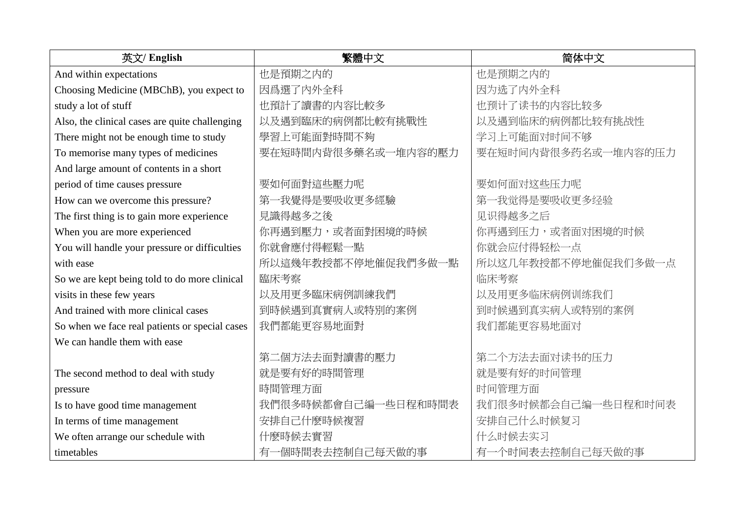| 英文/ English | 繁體中文 | 简体中文 |
|---|---|---|
| And within expectations | 也是預期之內的 | 也是预期之内的 |
| Choosing Medicine (MBChB), you expect to | 因爲選了内外全科 | 因为选了内外全科 |
| study a lot of stuff | 也預計了讀書的內容比較多 | 也预计了读书的内容比较多 |
| Also, the clinical cases are quite challenging | 以及遇到臨床的病例都比較有挑戰性 | 以及遇到临床的病例都比较有挑战性 |
| There might not be enough time to study | 學習上可能面對時間不夠 | 学习上可能面对时间不够 |
| To memorise many types of medicines | 要在短時間內背很多藥名或一堆內容的壓力 | 要在短时间内背很多药名或一堆内容的压力 |
| And large amount of contents in a short | | |
| period of time causes pressure | 要如何面對這些壓力呢 | 要如何面对这些压力呢 |
| How can we overcome this pressure? | 第一我覺得是要吸收更多經驗 | 第一我觉得是要吸收更多经验 |
| The first thing is to gain more experience | 見識得越多之後 | 见识得越多之后 |
| When you are more experienced | 你再遇到壓力，或者面對困境的時候 | 你再遇到压力，或者面对困境的时候 |
| You will handle your pressure or difficulties | 你就會應付得輕鬆一點 | 你就会应付得轻松一点 |
| with ease | 所以這幾年教授都不停地催促我們多做一點 | 所以这几年教授都不停地催促我们多做一点 |
| So we are kept being told to do more clinical | 臨床考察 | 临床考察 |
| visits in these few years | 以及用更多臨床病例訓練我們 | 以及用更多临床病例训练我们 |
| And trained with more clinical cases | 到時候遇到真實病人或特別的案例 | 到时候遇到真实病人或特别的案例 |
| So when we face real patients or special cases | 我們都能更容易地面對 | 我们都能更容易地面对 |
| We can handle them with ease | | |
| | 第二個方法去面對讀書的壓力 | 第二个方法去面对读书的压力 |
| The second method to deal with study | 就是要有好的時間管理 | 就是要有好的时间管理 |
| pressure | 時間管理方面 | 时间管理方面 |
| Is to have good time management | 我們很多時候都會自己編一些日程和時間表 | 我们很多时候都会自己编一些日程和时间表 |
| In terms of time management | 安排自己什麼時候複習 | 安排自己什么时候复习 |
| We often arrange our schedule with | 什麼時候去實習 | 什么时候去实习 |
| timetables | 有一個時間表去控制自己每天做的事 | 有一个时间表去控制自己每天做的事 |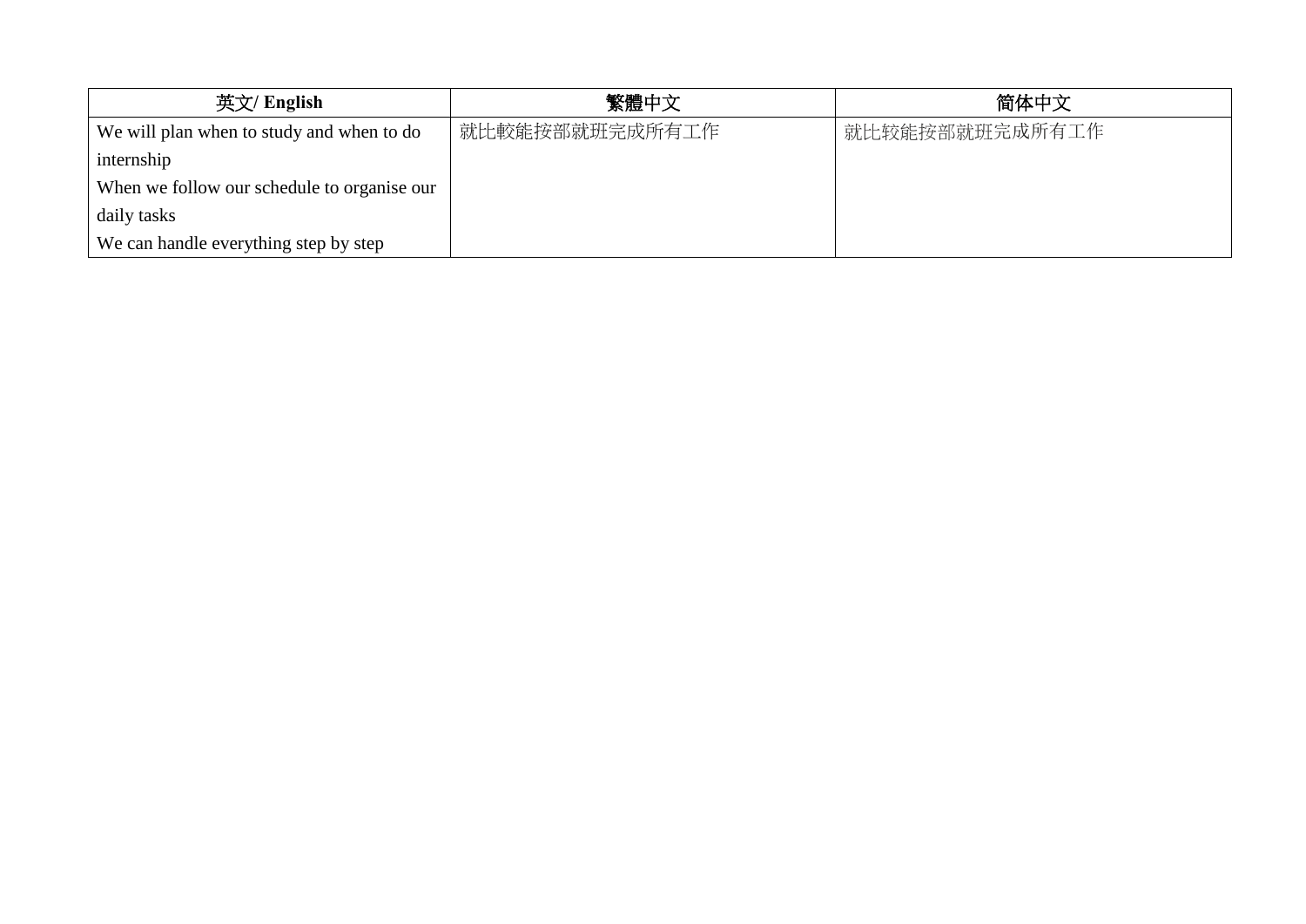| 英文/ **English** | 繁體中文 | 简体中文 |
| --- | --- | --- |
| We will plan when to study and when to do internship<br>When we follow our schedule to organise our daily tasks<br>We can handle everything step by step | 就比較能按部就班完成所有工作 | 就比较能按部就班完成所有工作 |